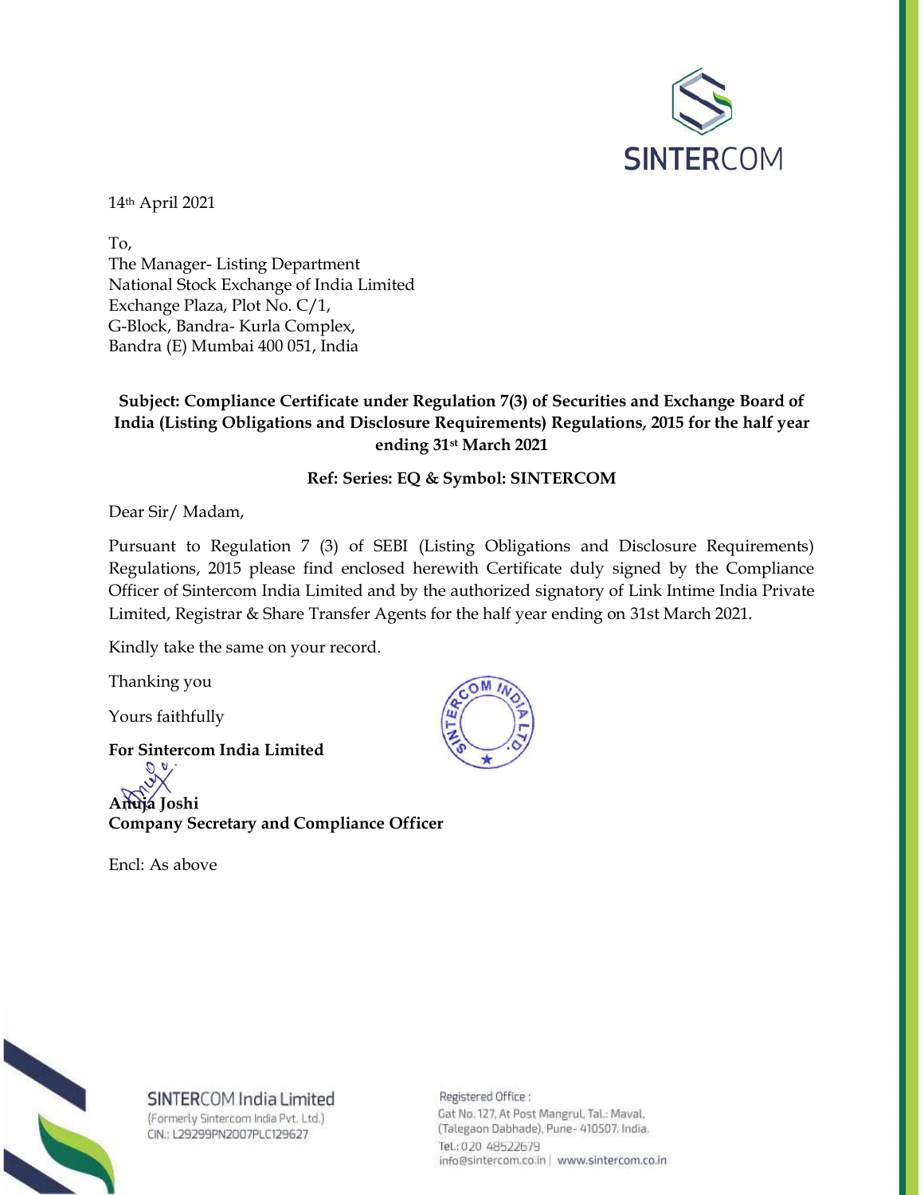SINTERCOM

14th April 2021

To,
The Manager- Listing Department
National Stock Exchange of India Limited
Exchange Plaza, Plot No. C/1,
G-Block, Bandra- Kurla Complex,
Bandra (E) Mumbai 400 051, India

**Subject: Compliance Certificate under Regulation 7(3) of Securities and Exchange Board of India (Listing Obligations and Disclosure Requirements) Regulations, 2015 for the half year ending 31st March 2021**

**Ref: Series: EQ & Symbol: SINTERCOM**

Dear Sir/ Madam,

Pursuant to Regulation 7 (3) of SEBI (Listing Obligations and Disclosure Requirements) Regulations, 2015 please find enclosed herewith Certificate duly signed by the Compliance Officer of Sintercom India Limited and by the authorized signatory of Link Intime India Private Limited, Registrar & Share Transfer Agents for the half year ending on 31st March 2021.

Kindly take the same on your record.

Thanking you

Yours faithfully

**For Sintercom India Limited**

**Anuja Joshi**
**Company Secretary and Compliance Officer**

Encl: As above

SINTERCOM India Limited
(Formerly Sintercom India Pvt. Ltd.)
CIN.: L29299PN2007PLC129627

Registered Office :
Gat No. 127, At Post Mangrul, Tal.: Maval,
(Talegaon Dabhade), Pune- 410507. India.
Tel.: 020 48522679
info@sintercom.co.in | www.sintercom.co.in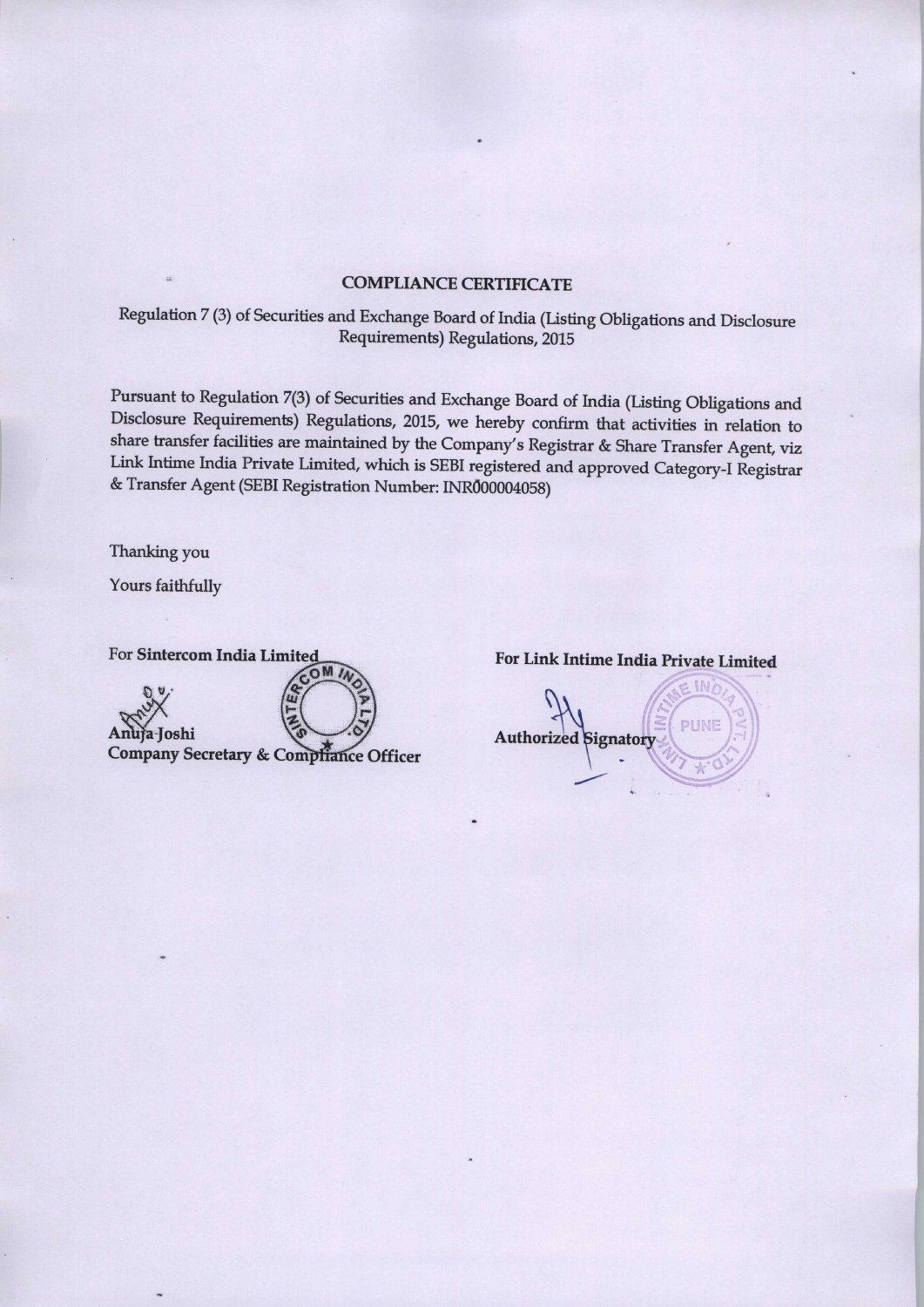# COMPLIANCE CERTIFICATE

Regulation 7 (3) of Securities and Exchange Board of India (Listing Obligations and Disclosure Requirements) Regulations, 2015

Pursuant to Regulation 7(3) of Securities and Exchange Board of India (Listing Obligations and Disclosure Requirements) Regulations, 2015, we hereby confirm that activities in relation to share transfer facilities are maintained by the Company's Registrar & Share Transfer Agent, viz Link Intime India Private Limited, which is SEBI registered and approved Category-I Registrar & Transfer Agent (SEBI Registration Number: INR000004058)

Thanking you

Yours faithfully

For **Sintercom India Limited**

**Anuja Joshi**
**Company Secretary & Compliance Officer**

**For Link Intime India Private Limited**

**Authorized Signatory**